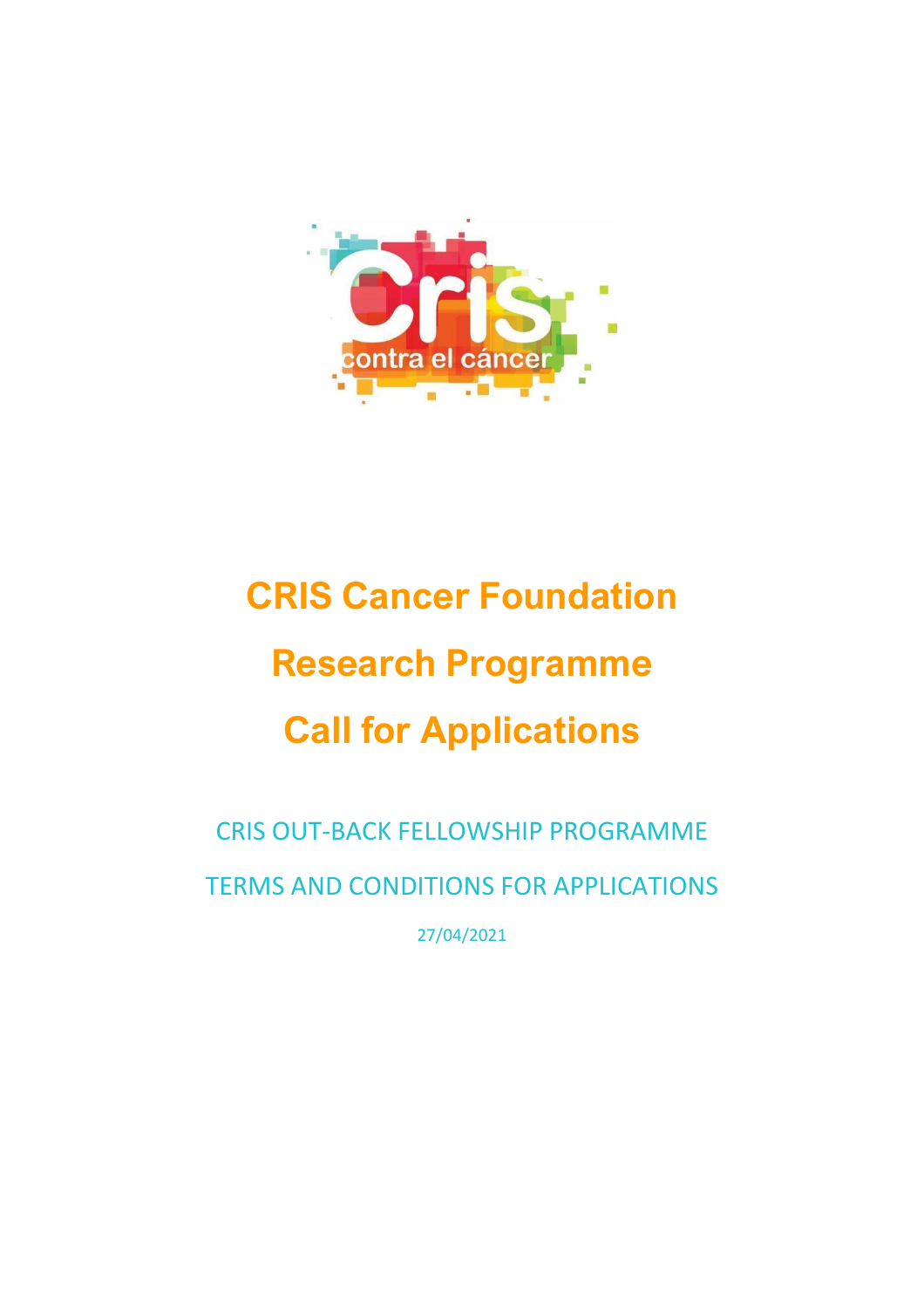# CRIS Cancer Foundation

# Research Programme

# Call for Applications

## CRIS OUT-BACK FELLOWSHIP PROGRAMME

## TERMS AND CONDITIONS FOR APPLICATIONS

27/04/2021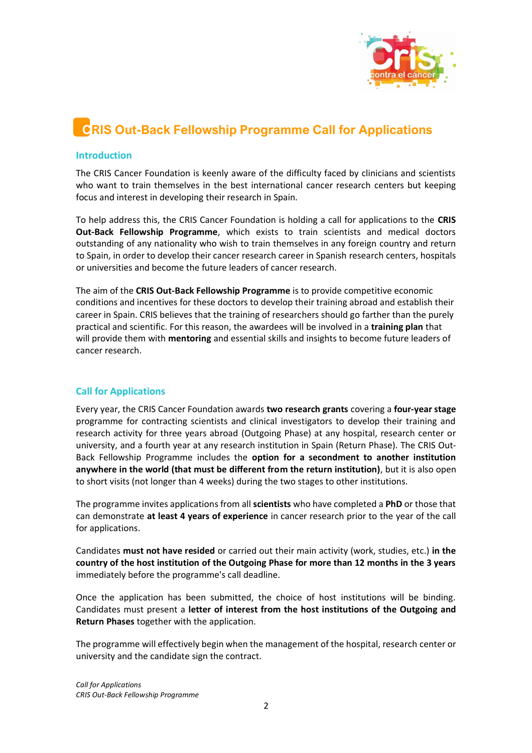# CRIS Out-Back Fellowship Programme Call for Applications

## Introduction

The CRIS Cancer Foundation is keenly aware of the difficulty faced by clinicians and scientists who want to train themselves in the best international cancer research centers but keeping focus and interest in developing their research in Spain.

To help address this, the CRIS Cancer Foundation is holding a call for applications to the **CRIS Out-Back Fellowship Programme**, which exists to train scientists and medical doctors outstanding of any nationality who wish to train themselves in any foreign country and return to Spain, in order to develop their cancer research career in Spanish research centers, hospitals or universities and become the future leaders of cancer research.

The aim of the **CRIS Out-Back Fellowship Programme** is to provide competitive economic conditions and incentives for these doctors to develop their training abroad and establish their career in Spain. CRIS believes that the training of researchers should go farther than the purely practical and scientific. For this reason, the awardees will be involved in a **training plan** that will provide them with **mentoring** and essential skills and insights to become future leaders of cancer research.

## Call for Applications

Every year, the CRIS Cancer Foundation awards **two research grants** covering a **four-year stage** programme for contracting scientists and clinical investigators to develop their training and research activity for three years abroad (Outgoing Phase) at any hospital, research center or university, and a fourth year at any research institution in Spain (Return Phase). The CRIS Out-Back Fellowship Programme includes the **option for a secondment to another institution anywhere in the world (that must be different from the return institution)**, but it is also open to short visits (not longer than 4 weeks) during the two stages to other institutions.

The programme invites applications from all **scientists** who have completed a **PhD** or those that can demonstrate **at least 4 years of experience** in cancer research prior to the year of the call for applications.

Candidates **must not have resided** or carried out their main activity (work, studies, etc.) **in the country of the host institution of the Outgoing Phase for more than 12 months in the 3 years** immediately before the programme's call deadline.

Once the application has been submitted, the choice of host institutions will be binding. Candidates must present a **letter of interest from the host institutions of the Outgoing and Return Phases** together with the application.

The programme will effectively begin when the management of the hospital, research center or university and the candidate sign the contract.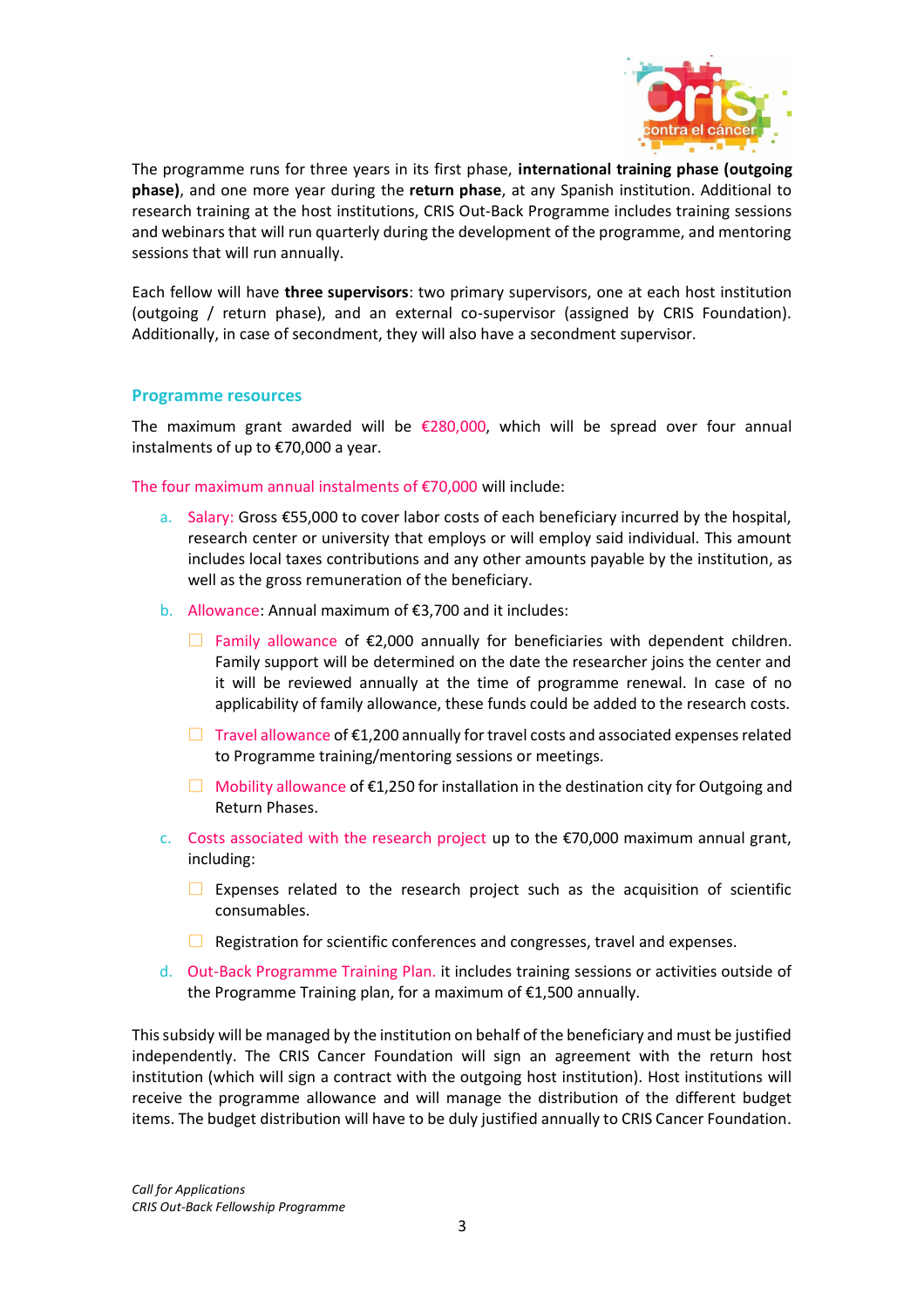The programme runs for three years in its first phase, **international training phase (outgoing phase)**, and one more year during the **return phase**, at any Spanish institution. Additional to research training at the host institutions, CRIS Out-Back Programme includes training sessions and webinars that will run quarterly during the development of the programme, and mentoring sessions that will run annually.

Each fellow will have **three supervisors**: two primary supervisors, one at each host institution (outgoing / return phase), and an external co-supervisor (assigned by CRIS Foundation). Additionally, in case of secondment, they will also have a secondment supervisor.

### Programme resources

The maximum grant awarded will be €280,000, which will be spread over four annual instalments of up to €70,000 a year.

The four maximum annual instalments of €70,000 will include:

a. Salary: Gross €55,000 to cover labor costs of each beneficiary incurred by the hospital, research center or university that employs or will employ said individual. This amount includes local taxes contributions and any other amounts payable by the institution, as well as the gross remuneration of the beneficiary.

b. Allowance: Annual maximum of €3,700 and it includes:

   - Family allowance of €2,000 annually for beneficiaries with dependent children. Family support will be determined on the date the researcher joins the center and it will be reviewed annually at the time of programme renewal. In case of no applicability of family allowance, these funds could be added to the research costs.
   - Travel allowance of €1,200 annually for travel costs and associated expenses related to Programme training/mentoring sessions or meetings.
   - Mobility allowance of €1,250 for installation in the destination city for Outgoing and Return Phases.

c. Costs associated with the research project up to the €70,000 maximum annual grant, including:

   - Expenses related to the research project such as the acquisition of scientific consumables.
   - Registration for scientific conferences and congresses, travel and expenses.

d. Out-Back Programme Training Plan. it includes training sessions or activities outside of the Programme Training plan, for a maximum of €1,500 annually.

This subsidy will be managed by the institution on behalf of the beneficiary and must be justified independently. The CRIS Cancer Foundation will sign an agreement with the return host institution (which will sign a contract with the outgoing host institution). Host institutions will receive the programme allowance and will manage the distribution of the different budget items. The budget distribution will have to be duly justified annually to CRIS Cancer Foundation.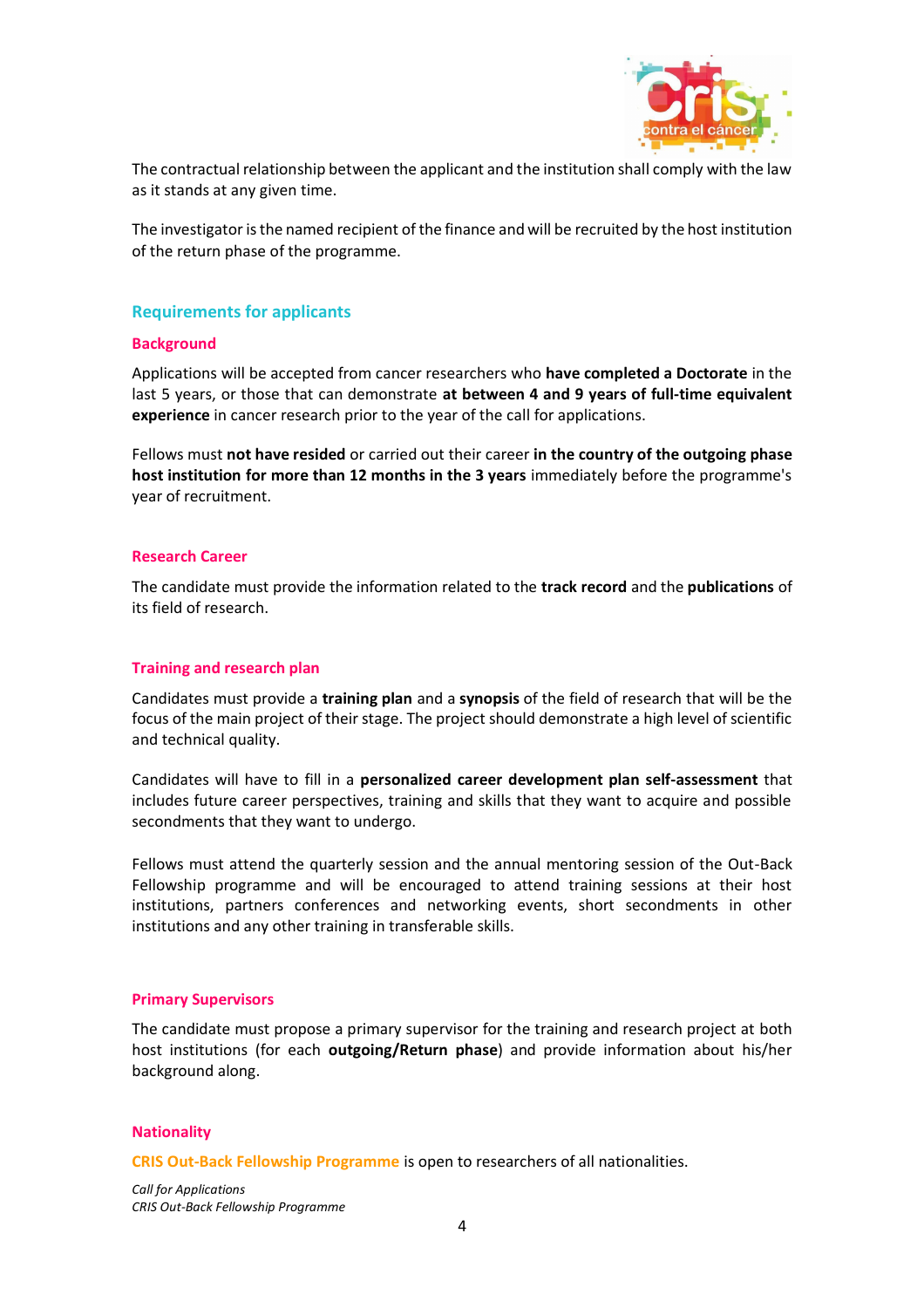The contractual relationship between the applicant and the institution shall comply with the law as it stands at any given time.

The investigator is the named recipient of the finance and will be recruited by the host institution of the return phase of the programme.

## Requirements for applicants

### Background

Applications will be accepted from cancer researchers who **have completed a Doctorate** in the last 5 years, or those that can demonstrate **at between 4 and 9 years of full-time equivalent experience** in cancer research prior to the year of the call for applications.

Fellows must **not have resided** or carried out their career **in the country of the outgoing phase host institution for more than 12 months in the 3 years** immediately before the programme's year of recruitment.

### Research Career

The candidate must provide the information related to the **track record** and the **publications** of its field of research.

### Training and research plan

Candidates must provide a **training plan** and a **synopsis** of the field of research that will be the focus of the main project of their stage. The project should demonstrate a high level of scientific and technical quality.

Candidates will have to fill in a **personalized career development plan self-assessment** that includes future career perspectives, training and skills that they want to acquire and possible secondments that they want to undergo.

Fellows must attend the quarterly session and the annual mentoring session of the Out-Back Fellowship programme and will be encouraged to attend training sessions at their host institutions, partners conferences and networking events, short secondments in other institutions and any other training in transferable skills.

### Primary Supervisors

The candidate must propose a primary supervisor for the training and research project at both host institutions (for each **outgoing/Return phase**) and provide information about his/her background along.

### Nationality

CRIS Out-Back Fellowship Programme is open to researchers of all nationalities.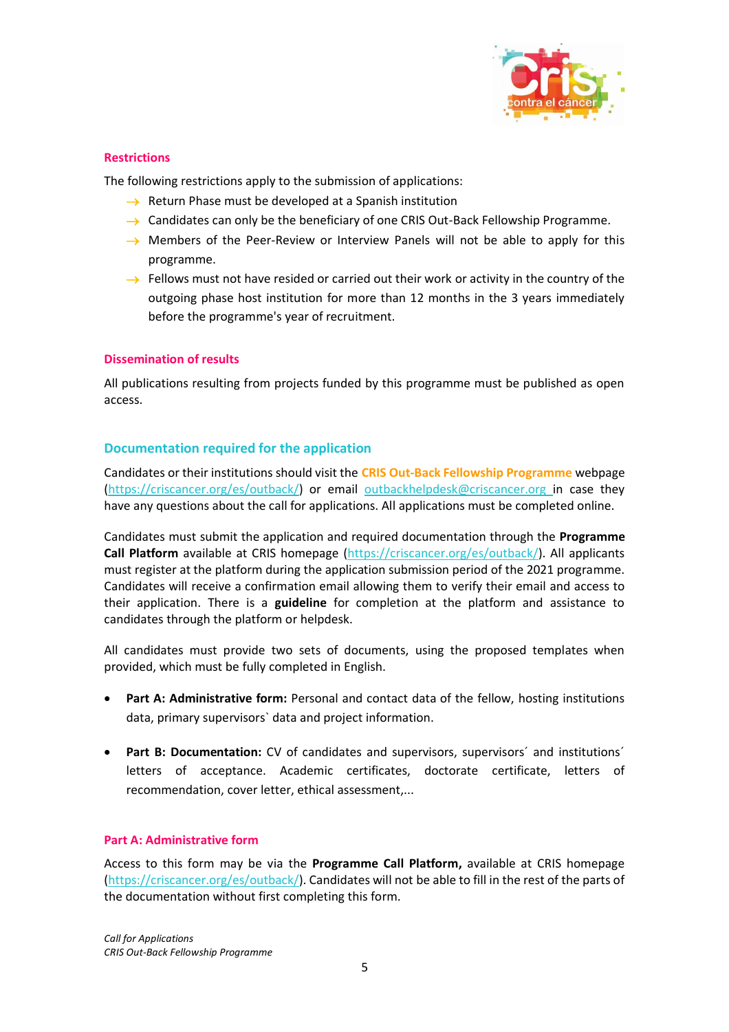#### Restrictions

The following restrictions apply to the submission of applications:

- Return Phase must be developed at a Spanish institution
- Candidates can only be the beneficiary of one CRIS Out-Back Fellowship Programme.
- Members of the Peer-Review or Interview Panels will not be able to apply for this programme.
- Fellows must not have resided or carried out their work or activity in the country of the outgoing phase host institution for more than 12 months in the 3 years immediately before the programme's year of recruitment.

#### Dissemination of results

All publications resulting from projects funded by this programme must be published as open access.

### Documentation required for the application

Candidates or their institutions should visit the **CRIS Out-Back Fellowship Programme** webpage ([https://criscancer.org/es/outback/](https://criscancer.org/es/outback/)) or email [outbackhelpdesk@criscancer.org](mailto:outbackhelpdesk@criscancer.org) in case they have any questions about the call for applications. All applications must be completed online.

Candidates must submit the application and required documentation through the **Programme Call Platform** available at CRIS homepage ([https://criscancer.org/es/outback/](https://criscancer.org/es/outback/)). All applicants must register at the platform during the application submission period of the 2021 programme. Candidates will receive a confirmation email allowing them to verify their email and access to their application. There is a **guideline** for completion at the platform and assistance to candidates through the platform or helpdesk.

All candidates must provide two sets of documents, using the proposed templates when provided, which must be fully completed in English.

- **Part A: Administrative form:** Personal and contact data of the fellow, hosting institutions data, primary supervisors` data and project information.
- **Part B: Documentation:** CV of candidates and supervisors, supervisors´ and institutions´ letters of acceptance. Academic certificates, doctorate certificate, letters of recommendation, cover letter, ethical assessment,...

#### Part A: Administrative form

Access to this form may be via the **Programme Call Platform,** available at CRIS homepage ([https://criscancer.org/es/outback/](https://criscancer.org/es/outback/)). Candidates will not be able to fill in the rest of the parts of the documentation without first completing this form.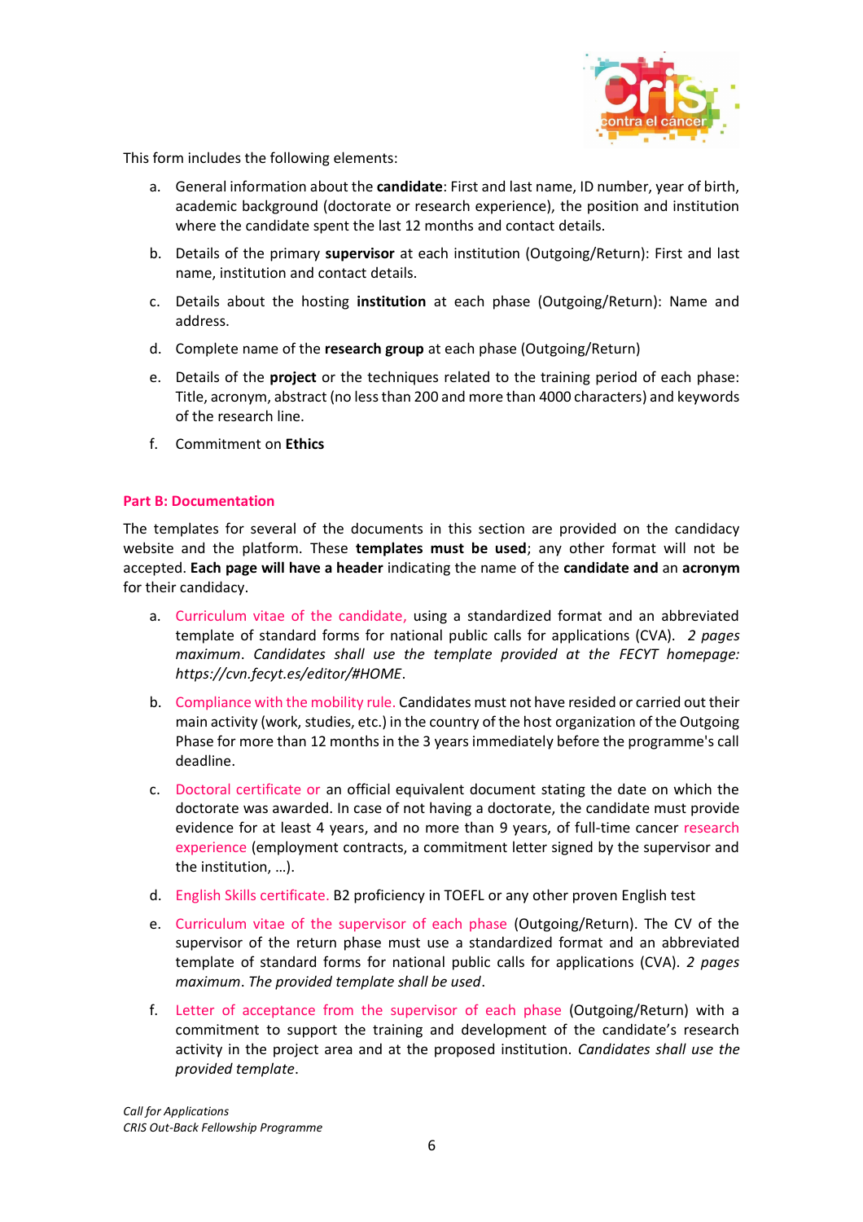This form includes the following elements:

a. General information about the **candidate**: First and last name, ID number, year of birth, academic background (doctorate or research experience), the position and institution where the candidate spent the last 12 months and contact details.

b. Details of the primary **supervisor** at each institution (Outgoing/Return): First and last name, institution and contact details.

c. Details about the hosting **institution** at each phase (Outgoing/Return): Name and address.

d. Complete name of the **research group** at each phase (Outgoing/Return)

e. Details of the **project** or the techniques related to the training period of each phase: Title, acronym, abstract (no less than 200 and more than 4000 characters) and keywords of the research line.

f. Commitment on **Ethics**

### Part B: Documentation

The templates for several of the documents in this section are provided on the candidacy website and the platform. These **templates must be used**; any other format will not be accepted. **Each page will have a header** indicating the name of the **candidate and** an **acronym** for their candidacy.

a. Curriculum vitae of the candidate, using a standardized format and an abbreviated template of standard forms for national public calls for applications (CVA). *2 pages maximum*. *Candidates shall use the template provided at the FECYT homepage: https://cvn.fecyt.es/editor/#HOME*.

b. Compliance with the mobility rule. Candidates must not have resided or carried out their main activity (work, studies, etc.) in the country of the host organization of the Outgoing Phase for more than 12 months in the 3 years immediately before the programme's call deadline.

c. Doctoral certificate or an official equivalent document stating the date on which the doctorate was awarded. In case of not having a doctorate, the candidate must provide evidence for at least 4 years, and no more than 9 years, of full-time cancer research experience (employment contracts, a commitment letter signed by the supervisor and the institution, …).

d. English Skills certificate. B2 proficiency in TOEFL or any other proven English test

e. Curriculum vitae of the supervisor of each phase (Outgoing/Return). The CV of the supervisor of the return phase must use a standardized format and an abbreviated template of standard forms for national public calls for applications (CVA). *2 pages maximum*. *The provided template shall be used*.

f. Letter of acceptance from the supervisor of each phase (Outgoing/Return) with a commitment to support the training and development of the candidate's research activity in the project area and at the proposed institution. *Candidates shall use the provided template*.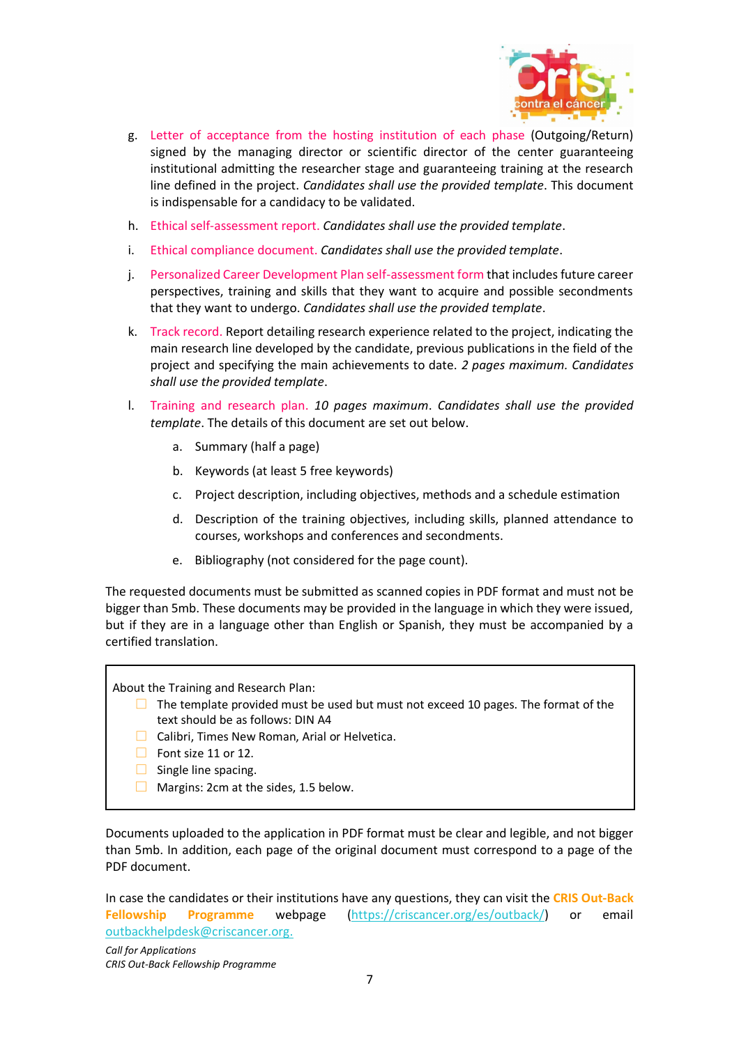g. Letter of acceptance from the hosting institution of each phase (Outgoing/Return) signed by the managing director or scientific director of the center guaranteeing institutional admitting the researcher stage and guaranteeing training at the research line defined in the project. *Candidates shall use the provided template*. This document is indispensable for a candidacy to be validated.

h. Ethical self-assessment report. *Candidates shall use the provided template*.

i. Ethical compliance document. *Candidates shall use the provided template*.

j. Personalized Career Development Plan self-assessment form that includes future career perspectives, training and skills that they want to acquire and possible secondments that they want to undergo. *Candidates shall use the provided template*.

k. Track record. Report detailing research experience related to the project, indicating the main research line developed by the candidate, previous publications in the field of the project and specifying the main achievements to date. *2 pages maximum. Candidates shall use the provided template*.

l. Training and research plan. *10 pages maximum*. *Candidates shall use the provided template*. The details of this document are set out below.

   a. Summary (half a page)

   b. Keywords (at least 5 free keywords)

   c. Project description, including objectives, methods and a schedule estimation

   d. Description of the training objectives, including skills, planned attendance to courses, workshops and conferences and secondments.

   e. Bibliography (not considered for the page count).

The requested documents must be submitted as scanned copies in PDF format and must not be bigger than 5mb. These documents may be provided in the language in which they were issued, but if they are in a language other than English or Spanish, they must be accompanied by a certified translation.

About the Training and Research Plan:

- The template provided must be used but must not exceed 10 pages. The format of the text should be as follows: DIN A4
- Calibri, Times New Roman, Arial or Helvetica.
- Font size 11 or 12.
- Single line spacing.
- Margins: 2cm at the sides, 1.5 below.

Documents uploaded to the application in PDF format must be clear and legible, and not bigger than 5mb. In addition, each page of the original document must correspond to a page of the PDF document.

In case the candidates or their institutions have any questions, they can visit the **CRIS Out-Back Fellowship Programme** webpage (https://criscancer.org/es/outback/) or email outbackhelpdesk@criscancer.org.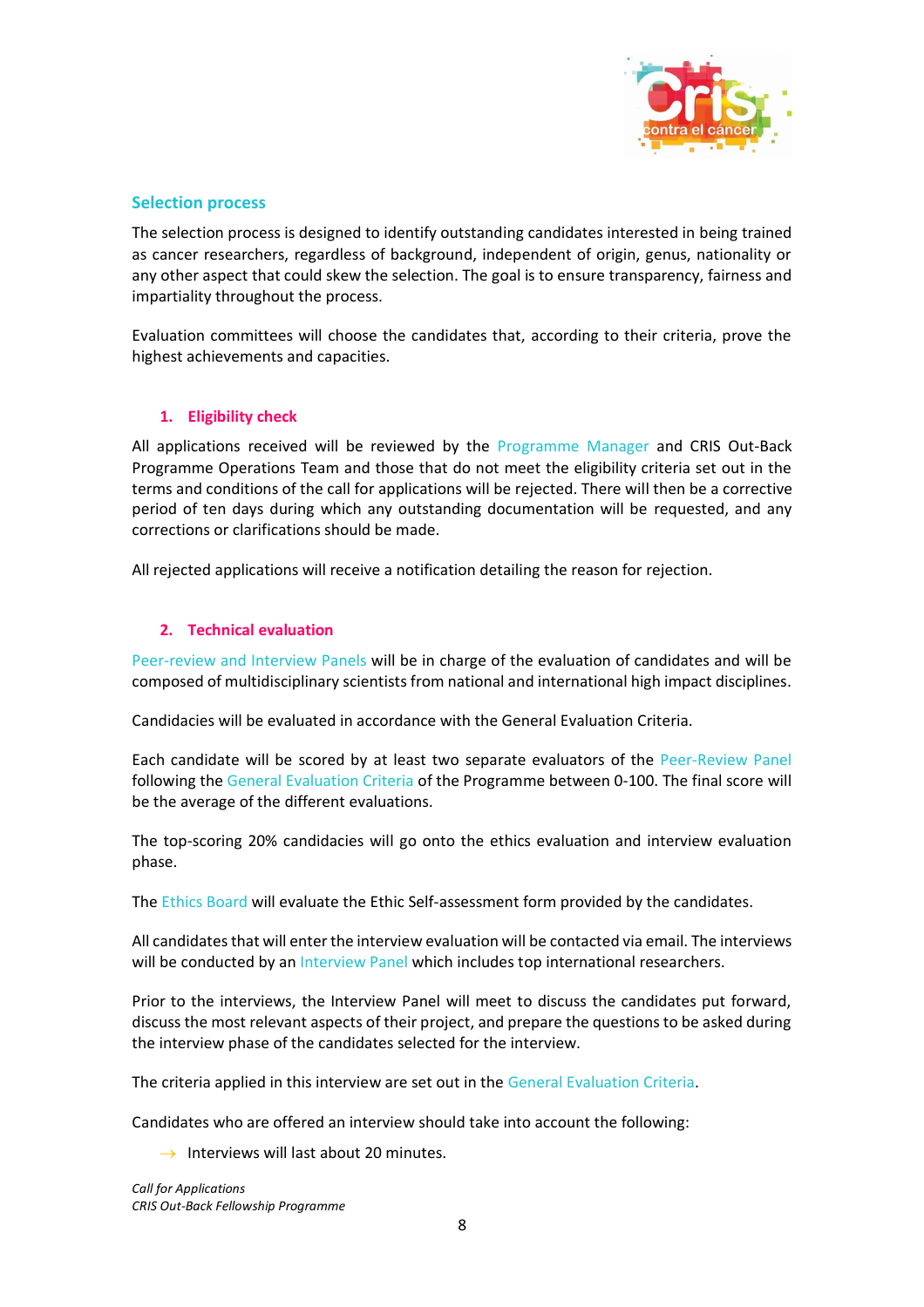## Selection process

The selection process is designed to identify outstanding candidates interested in being trained as cancer researchers, regardless of background, independent of origin, genus, nationality or any other aspect that could skew the selection. The goal is to ensure transparency, fairness and impartiality throughout the process.

Evaluation committees will choose the candidates that, according to their criteria, prove the highest achievements and capacities.

### 1. Eligibility check

All applications received will be reviewed by the Programme Manager and CRIS Out-Back Programme Operations Team and those that do not meet the eligibility criteria set out in the terms and conditions of the call for applications will be rejected. There will then be a corrective period of ten days during which any outstanding documentation will be requested, and any corrections or clarifications should be made.

All rejected applications will receive a notification detailing the reason for rejection.

### 2. Technical evaluation

Peer-review and Interview Panels will be in charge of the evaluation of candidates and will be composed of multidisciplinary scientists from national and international high impact disciplines.

Candidacies will be evaluated in accordance with the General Evaluation Criteria.

Each candidate will be scored by at least two separate evaluators of the Peer-Review Panel following the General Evaluation Criteria of the Programme between 0-100. The final score will be the average of the different evaluations.

The top-scoring 20% candidacies will go onto the ethics evaluation and interview evaluation phase.

The Ethics Board will evaluate the Ethic Self-assessment form provided by the candidates.

All candidates that will enter the interview evaluation will be contacted via email. The interviews will be conducted by an Interview Panel which includes top international researchers.

Prior to the interviews, the Interview Panel will meet to discuss the candidates put forward, discuss the most relevant aspects of their project, and prepare the questions to be asked during the interview phase of the candidates selected for the interview.

The criteria applied in this interview are set out in the General Evaluation Criteria.

Candidates who are offered an interview should take into account the following:

- Interviews will last about 20 minutes.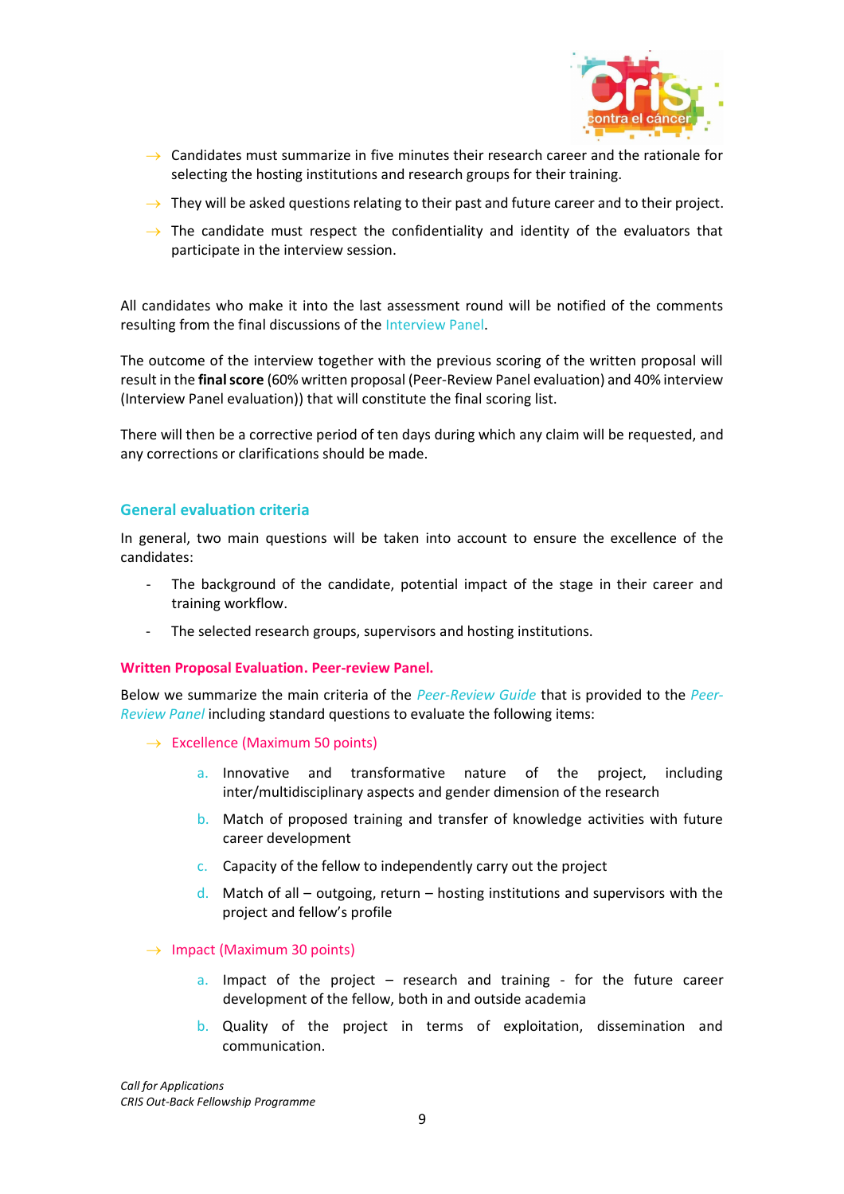- → Candidates must summarize in five minutes their research career and the rationale for selecting the hosting institutions and research groups for their training.
- → They will be asked questions relating to their past and future career and to their project.
- → The candidate must respect the confidentiality and identity of the evaluators that participate in the interview session.

All candidates who make it into the last assessment round will be notified of the comments resulting from the final discussions of the Interview Panel.

The outcome of the interview together with the previous scoring of the written proposal will result in the **final score** (60% written proposal (Peer-Review Panel evaluation) and 40% interview (Interview Panel evaluation)) that will constitute the final scoring list.

There will then be a corrective period of ten days during which any claim will be requested, and any corrections or clarifications should be made.

## General evaluation criteria

In general, two main questions will be taken into account to ensure the excellence of the candidates:

- The background of the candidate, potential impact of the stage in their career and training workflow.
- The selected research groups, supervisors and hosting institutions.

### Written Proposal Evaluation. Peer-review Panel.

Below we summarize the main criteria of the *Peer-Review Guide* that is provided to the *Peer-Review Panel* including standard questions to evaluate the following items:

→ Excellence (Maximum 50 points)

a. Innovative and transformative nature of the project, including inter/multidisciplinary aspects and gender dimension of the research
b. Match of proposed training and transfer of knowledge activities with future career development
c. Capacity of the fellow to independently carry out the project
d. Match of all – outgoing, return – hosting institutions and supervisors with the project and fellow's profile

→ Impact (Maximum 30 points)

a. Impact of the project – research and training - for the future career development of the fellow, both in and outside academia
b. Quality of the project in terms of exploitation, dissemination and communication.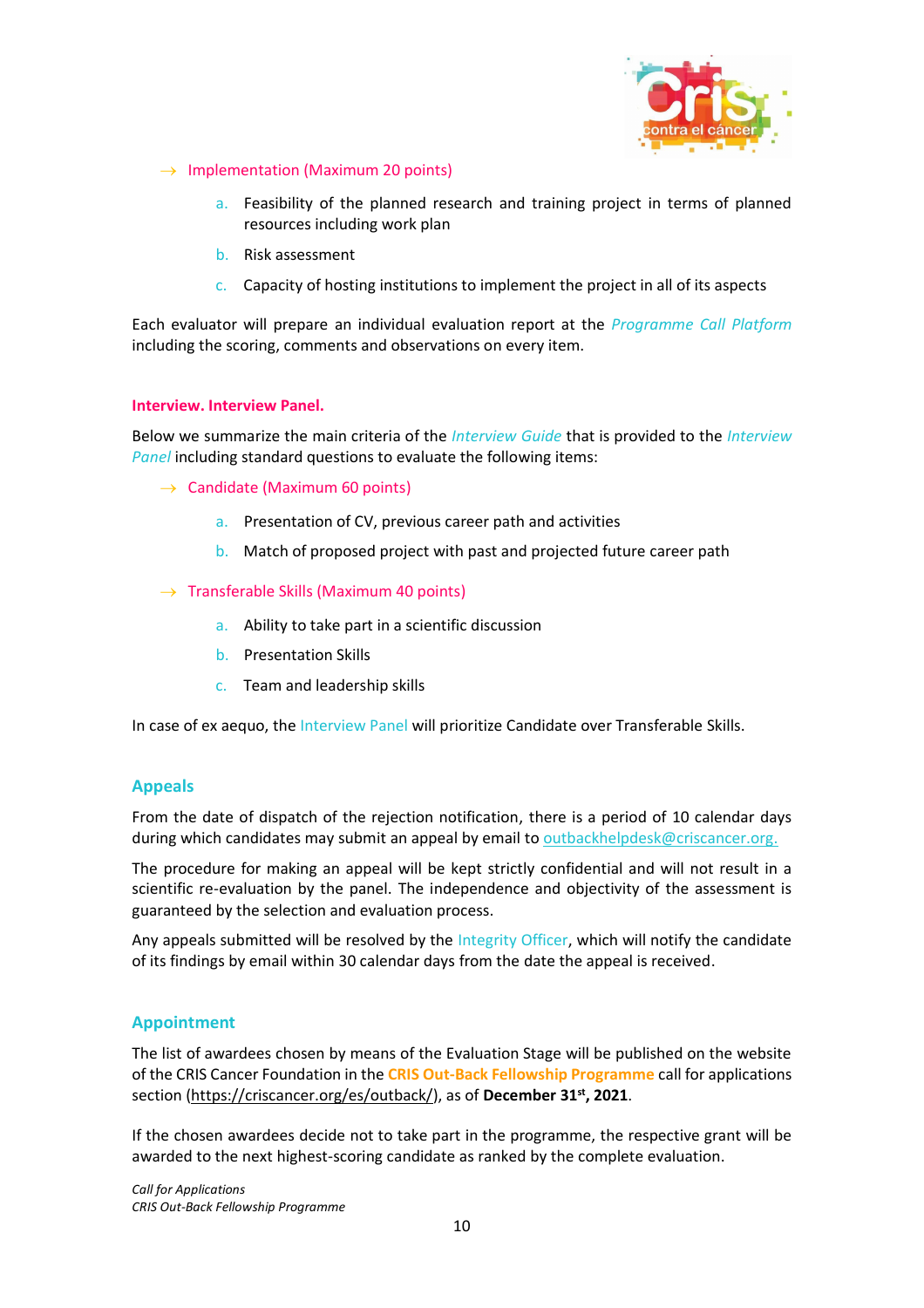→ Implementation (Maximum 20 points)

a. Feasibility of the planned research and training project in terms of planned resources including work plan

b. Risk assessment

c. Capacity of hosting institutions to implement the project in all of its aspects

Each evaluator will prepare an individual evaluation report at the *Programme Call Platform* including the scoring, comments and observations on every item.

**Interview. Interview Panel.**

Below we summarize the main criteria of the *Interview Guide* that is provided to the *Interview Panel* including standard questions to evaluate the following items:

→ Candidate (Maximum 60 points)

a. Presentation of CV, previous career path and activities

b. Match of proposed project with past and projected future career path

→ Transferable Skills (Maximum 40 points)

a. Ability to take part in a scientific discussion

b. Presentation Skills

c. Team and leadership skills

In case of ex aequo, the Interview Panel will prioritize Candidate over Transferable Skills.

## Appeals

From the date of dispatch of the rejection notification, there is a period of 10 calendar days during which candidates may submit an appeal by email to outbackhelpdesk@criscancer.org.

The procedure for making an appeal will be kept strictly confidential and will not result in a scientific re-evaluation by the panel. The independence and objectivity of the assessment is guaranteed by the selection and evaluation process.

Any appeals submitted will be resolved by the Integrity Officer, which will notify the candidate of its findings by email within 30 calendar days from the date the appeal is received.

## Appointment

The list of awardees chosen by means of the Evaluation Stage will be published on the website of the CRIS Cancer Foundation in the **CRIS Out-Back Fellowship Programme** call for applications section (https://criscancer.org/es/outback/), as of **December 31st, 2021**.

If the chosen awardees decide not to take part in the programme, the respective grant will be awarded to the next highest-scoring candidate as ranked by the complete evaluation.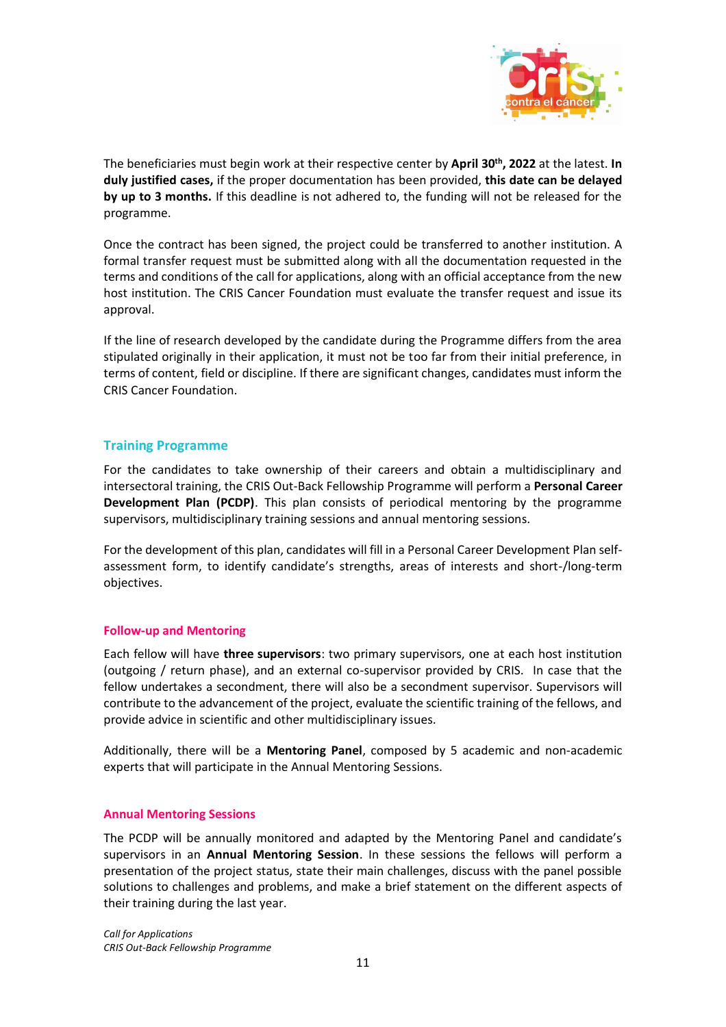The beneficiaries must begin work at their respective center by **April 30th, 2022** at the latest. **In duly justified cases,** if the proper documentation has been provided, **this date can be delayed by up to 3 months.** If this deadline is not adhered to, the funding will not be released for the programme.

Once the contract has been signed, the project could be transferred to another institution. A formal transfer request must be submitted along with all the documentation requested in the terms and conditions of the call for applications, along with an official acceptance from the new host institution. The CRIS Cancer Foundation must evaluate the transfer request and issue its approval.

If the line of research developed by the candidate during the Programme differs from the area stipulated originally in their application, it must not be too far from their initial preference, in terms of content, field or discipline. If there are significant changes, candidates must inform the CRIS Cancer Foundation.

## Training Programme

For the candidates to take ownership of their careers and obtain a multidisciplinary and intersectoral training, the CRIS Out-Back Fellowship Programme will perform a **Personal Career Development Plan (PCDP)**. This plan consists of periodical mentoring by the programme supervisors, multidisciplinary training sessions and annual mentoring sessions.

For the development of this plan, candidates will fill in a Personal Career Development Plan self-assessment form, to identify candidate's strengths, areas of interests and short-/long-term objectives.

### Follow-up and Mentoring

Each fellow will have **three supervisors**: two primary supervisors, one at each host institution (outgoing / return phase), and an external co-supervisor provided by CRIS. In case that the fellow undertakes a secondment, there will also be a secondment supervisor. Supervisors will contribute to the advancement of the project, evaluate the scientific training of the fellows, and provide advice in scientific and other multidisciplinary issues.

Additionally, there will be a **Mentoring Panel**, composed by 5 academic and non-academic experts that will participate in the Annual Mentoring Sessions.

### Annual Mentoring Sessions

The PCDP will be annually monitored and adapted by the Mentoring Panel and candidate's supervisors in an **Annual Mentoring Session**. In these sessions the fellows will perform a presentation of the project status, state their main challenges, discuss with the panel possible solutions to challenges and problems, and make a brief statement on the different aspects of their training during the last year.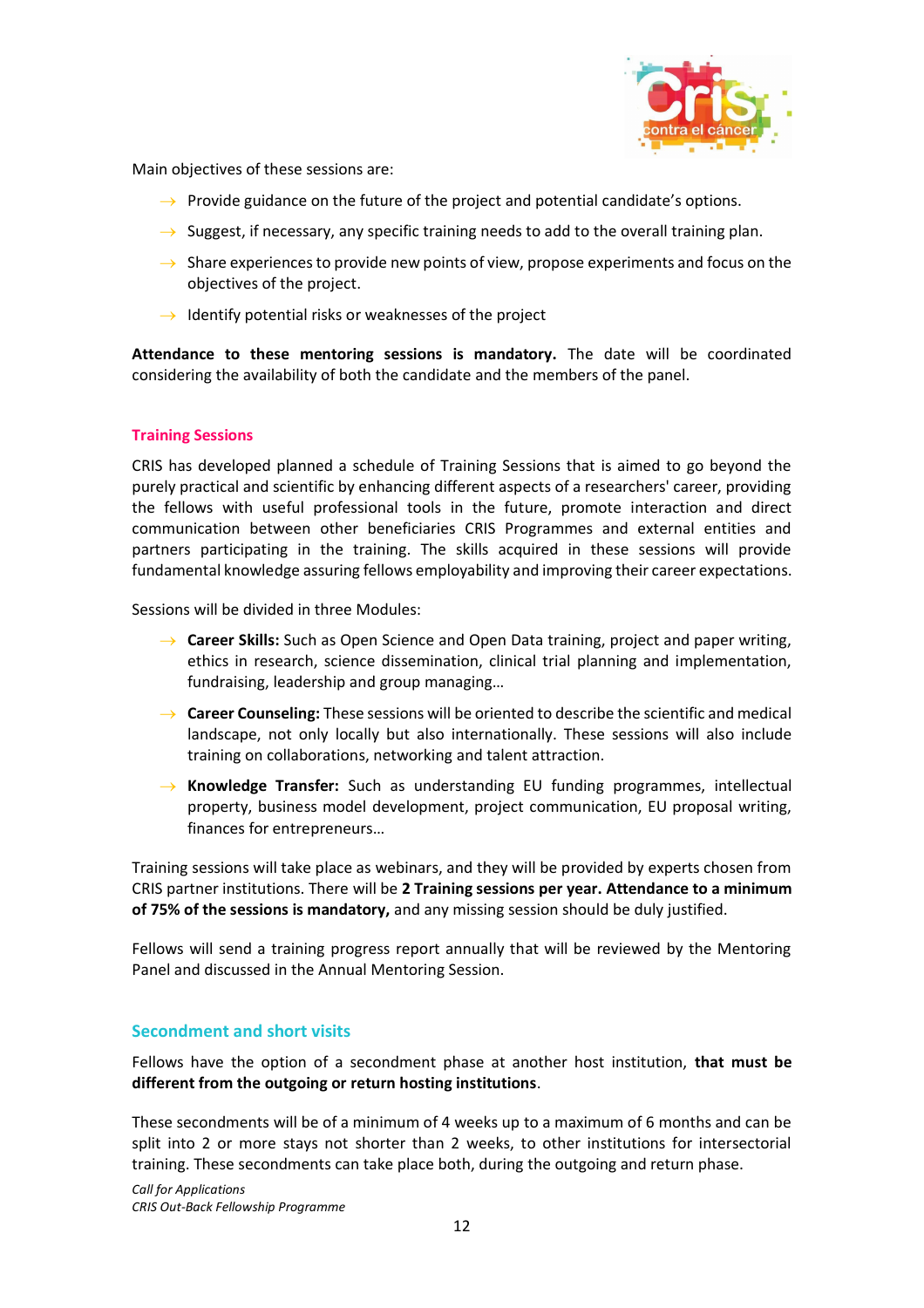Main objectives of these sessions are:

- Provide guidance on the future of the project and potential candidate's options.
- Suggest, if necessary, any specific training needs to add to the overall training plan.
- Share experiences to provide new points of view, propose experiments and focus on the objectives of the project.
- Identify potential risks or weaknesses of the project

**Attendance to these mentoring sessions is mandatory.** The date will be coordinated considering the availability of both the candidate and the members of the panel.

### Training Sessions

CRIS has developed planned a schedule of Training Sessions that is aimed to go beyond the purely practical and scientific by enhancing different aspects of a researchers' career, providing the fellows with useful professional tools in the future, promote interaction and direct communication between other beneficiaries CRIS Programmes and external entities and partners participating in the training. The skills acquired in these sessions will provide fundamental knowledge assuring fellows employability and improving their career expectations.

Sessions will be divided in three Modules:

- **Career Skills:** Such as Open Science and Open Data training, project and paper writing, ethics in research, science dissemination, clinical trial planning and implementation, fundraising, leadership and group managing…
- **Career Counseling:** These sessions will be oriented to describe the scientific and medical landscape, not only locally but also internationally. These sessions will also include training on collaborations, networking and talent attraction.
- **Knowledge Transfer:** Such as understanding EU funding programmes, intellectual property, business model development, project communication, EU proposal writing, finances for entrepreneurs…

Training sessions will take place as webinars, and they will be provided by experts chosen from CRIS partner institutions. There will be **2 Training sessions per year. Attendance to a minimum of 75% of the sessions is mandatory,** and any missing session should be duly justified.

Fellows will send a training progress report annually that will be reviewed by the Mentoring Panel and discussed in the Annual Mentoring Session.

### Secondment and short visits

Fellows have the option of a secondment phase at another host institution, **that must be different from the outgoing or return hosting institutions**.

These secondments will be of a minimum of 4 weeks up to a maximum of 6 months and can be split into 2 or more stays not shorter than 2 weeks, to other institutions for intersectorial training. These secondments can take place both, during the outgoing and return phase.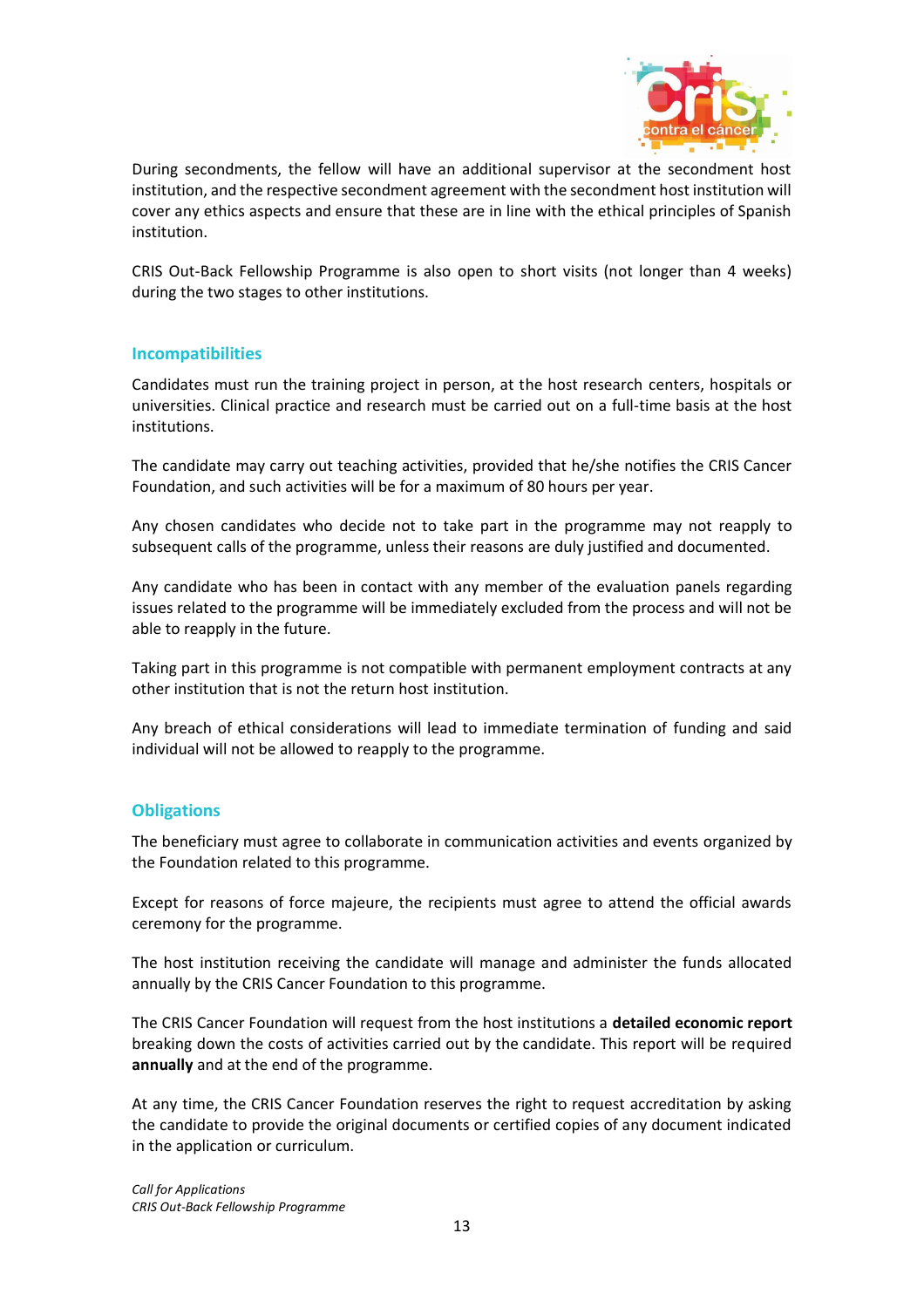During secondments, the fellow will have an additional supervisor at the secondment host institution, and the respective secondment agreement with the secondment host institution will cover any ethics aspects and ensure that these are in line with the ethical principles of Spanish institution.

CRIS Out-Back Fellowship Programme is also open to short visits (not longer than 4 weeks) during the two stages to other institutions.

## Incompatibilities

Candidates must run the training project in person, at the host research centers, hospitals or universities. Clinical practice and research must be carried out on a full-time basis at the host institutions.

The candidate may carry out teaching activities, provided that he/she notifies the CRIS Cancer Foundation, and such activities will be for a maximum of 80 hours per year.

Any chosen candidates who decide not to take part in the programme may not reapply to subsequent calls of the programme, unless their reasons are duly justified and documented.

Any candidate who has been in contact with any member of the evaluation panels regarding issues related to the programme will be immediately excluded from the process and will not be able to reapply in the future.

Taking part in this programme is not compatible with permanent employment contracts at any other institution that is not the return host institution.

Any breach of ethical considerations will lead to immediate termination of funding and said individual will not be allowed to reapply to the programme.

## Obligations

The beneficiary must agree to collaborate in communication activities and events organized by the Foundation related to this programme.

Except for reasons of force majeure, the recipients must agree to attend the official awards ceremony for the programme.

The host institution receiving the candidate will manage and administer the funds allocated annually by the CRIS Cancer Foundation to this programme.

The CRIS Cancer Foundation will request from the host institutions a **detailed economic report** breaking down the costs of activities carried out by the candidate. This report will be required **annually** and at the end of the programme.

At any time, the CRIS Cancer Foundation reserves the right to request accreditation by asking the candidate to provide the original documents or certified copies of any document indicated in the application or curriculum.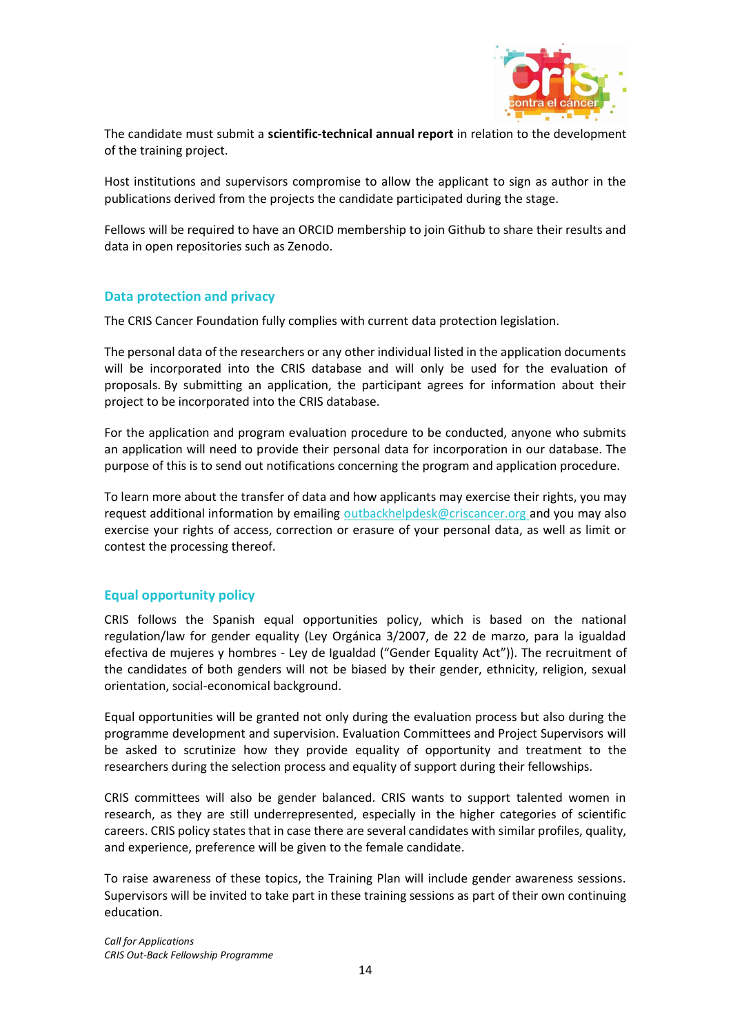The candidate must submit a **scientific-technical annual report** in relation to the development of the training project.

Host institutions and supervisors compromise to allow the applicant to sign as author in the publications derived from the projects the candidate participated during the stage.

Fellows will be required to have an ORCID membership to join Github to share their results and data in open repositories such as Zenodo.

## Data protection and privacy

The CRIS Cancer Foundation fully complies with current data protection legislation.

The personal data of the researchers or any other individual listed in the application documents will be incorporated into the CRIS database and will only be used for the evaluation of proposals. By submitting an application, the participant agrees for information about their project to be incorporated into the CRIS database.

For the application and program evaluation procedure to be conducted, anyone who submits an application will need to provide their personal data for incorporation in our database. The purpose of this is to send out notifications concerning the program and application procedure.

To learn more about the transfer of data and how applicants may exercise their rights, you may request additional information by emailing outbackhelpdesk@criscancer.org and you may also exercise your rights of access, correction or erasure of your personal data, as well as limit or contest the processing thereof.

## Equal opportunity policy

CRIS follows the Spanish equal opportunities policy, which is based on the national regulation/law for gender equality (Ley Orgánica 3/2007, de 22 de marzo, para la igualdad efectiva de mujeres y hombres - Ley de Igualdad ("Gender Equality Act")). The recruitment of the candidates of both genders will not be biased by their gender, ethnicity, religion, sexual orientation, social-economical background.

Equal opportunities will be granted not only during the evaluation process but also during the programme development and supervision. Evaluation Committees and Project Supervisors will be asked to scrutinize how they provide equality of opportunity and treatment to the researchers during the selection process and equality of support during their fellowships.

CRIS committees will also be gender balanced. CRIS wants to support talented women in research, as they are still underrepresented, especially in the higher categories of scientific careers. CRIS policy states that in case there are several candidates with similar profiles, quality, and experience, preference will be given to the female candidate.

To raise awareness of these topics, the Training Plan will include gender awareness sessions. Supervisors will be invited to take part in these training sessions as part of their own continuing education.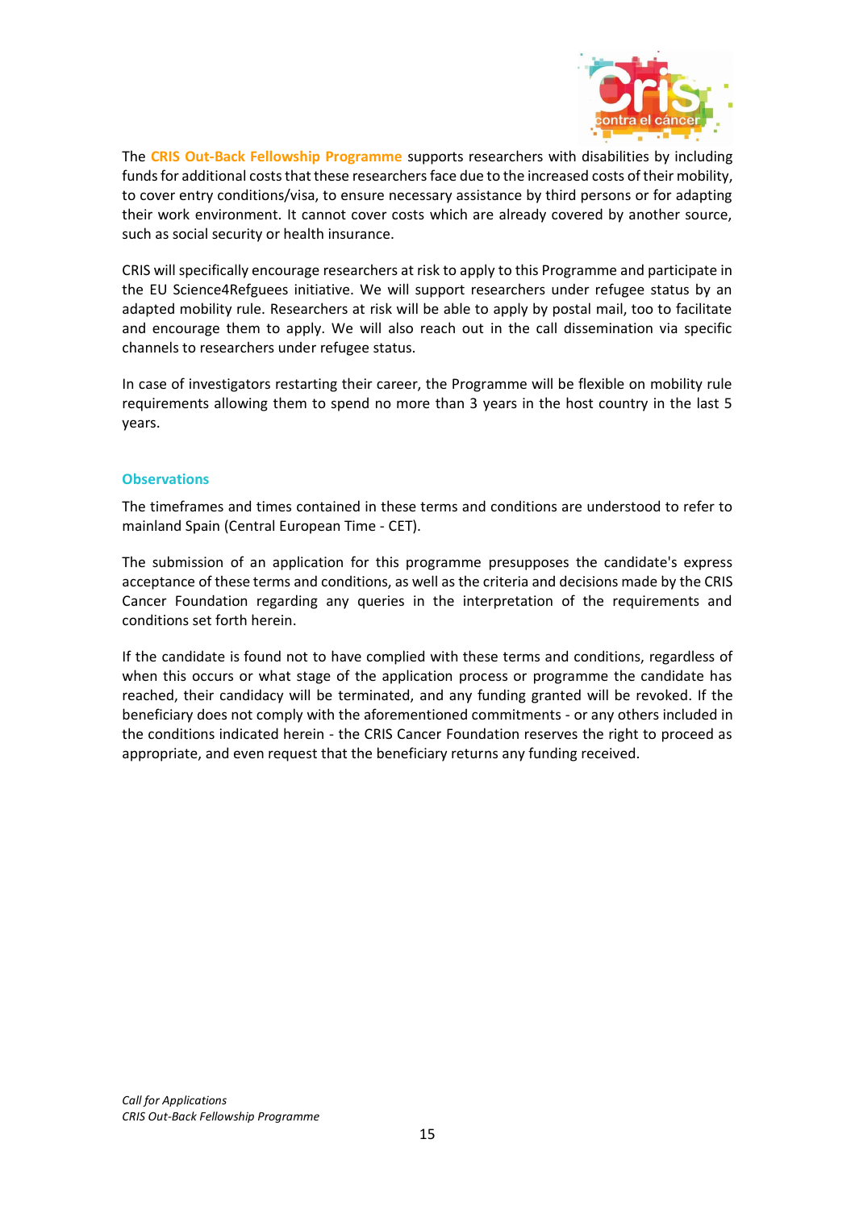The **CRIS Out-Back Fellowship Programme** supports researchers with disabilities by including funds for additional costs that these researchers face due to the increased costs of their mobility, to cover entry conditions/visa, to ensure necessary assistance by third persons or for adapting their work environment. It cannot cover costs which are already covered by another source, such as social security or health insurance.

CRIS will specifically encourage researchers at risk to apply to this Programme and participate in the EU Science4Refguees initiative. We will support researchers under refugee status by an adapted mobility rule. Researchers at risk will be able to apply by postal mail, too to facilitate and encourage them to apply. We will also reach out in the call dissemination via specific channels to researchers under refugee status.

In case of investigators restarting their career, the Programme will be flexible on mobility rule requirements allowing them to spend no more than 3 years in the host country in the last 5 years.

### Observations

The timeframes and times contained in these terms and conditions are understood to refer to mainland Spain (Central European Time - CET).

The submission of an application for this programme presupposes the candidate's express acceptance of these terms and conditions, as well as the criteria and decisions made by the CRIS Cancer Foundation regarding any queries in the interpretation of the requirements and conditions set forth herein.

If the candidate is found not to have complied with these terms and conditions, regardless of when this occurs or what stage of the application process or programme the candidate has reached, their candidacy will be terminated, and any funding granted will be revoked. If the beneficiary does not comply with the aforementioned commitments - or any others included in the conditions indicated herein - the CRIS Cancer Foundation reserves the right to proceed as appropriate, and even request that the beneficiary returns any funding received.